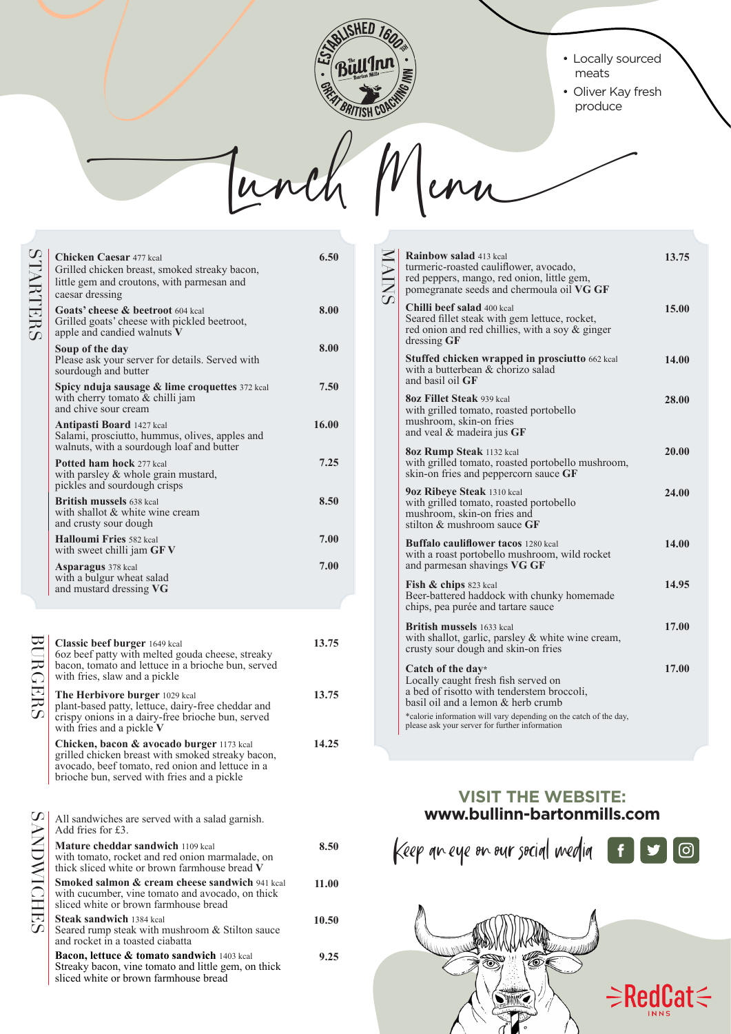ESTABLISHED 1600 | The Bull Inn | Barton Mills | GREAT BRITISH COACHING INN

- Locally sourced meats
- Oliver Kay fresh produce

# Lunch Menu

## STARTERS

| Dish | Price |
| --- | --- |
| **Chicken Caesar** 477 kcal<br>Grilled chicken breast, smoked streaky bacon, little gem and croutons, with parmesan and caesar dressing | 6.50 |
| **Goats' cheese & beetroot** 604 kcal<br>Grilled goats' cheese with pickled beetroot, apple and candied walnuts **V** | 8.00 |
| **Soup of the day**<br>Please ask your server for details. Served with sourdough and butter | 8.00 |
| **Spicy nduja sausage & lime croquettes** 372 kcal<br>with cherry tomato & chilli jam and chive sour cream | 7.50 |
| **Antipasti Board** 1427 kcal<br>Salami, prosciutto, hummus, olives, apples and walnuts, with a sourdough loaf and butter | 16.00 |
| **Potted ham hock** 277 kcal<br>with parsley & whole grain mustard, pickles and sourdough crisps | 7.25 |
| **British mussels** 638 kcal<br>with shallot & white wine cream and crusty sour dough | 8.50 |
| **Halloumi Fries** 582 kcal<br>with sweet chilli jam **GF V** | 7.00 |
| **Asparagus** 378 kcal<br>with a bulgur wheat salad and mustard dressing **VG** | 7.00 |

## BURGERS

| Dish | Price |
| --- | --- |
| **Classic beef burger** 1649 kcal<br>6oz beef patty with melted gouda cheese, streaky bacon, tomato and lettuce in a brioche bun, served with fries, slaw and a pickle | 13.75 |
| **The Herbivore burger** 1029 kcal<br>plant-based patty, lettuce, dairy-free cheddar and crispy onions in a dairy-free brioche bun, served with fries and a pickle **V** | 13.75 |
| **Chicken, bacon & avocado burger** 1173 kcal<br>grilled chicken breast with smoked streaky bacon, avocado, beef tomato, red onion and lettuce in a brioche bun, served with fries and a pickle | 14.25 |

## SANDWICHES

All sandwiches are served with a salad garnish. Add fries for £3.

| Dish | Price |
| --- | --- |
| **Mature cheddar sandwich** 1109 kcal<br>with tomato, rocket and red onion marmalade, on thick sliced white or brown farmhouse bread **V** | 8.50 |
| **Smoked salmon & cream cheese sandwich** 941 kcal<br>with cucumber, vine tomato and avocado, on thick sliced white or brown farmhouse bread | 11.00 |
| **Steak sandwich** 1384 kcal<br>Seared rump steak with mushroom & Stilton sauce and rocket in a toasted ciabatta | 10.50 |
| **Bacon, lettuce & tomato sandwich** 1403 kcal<br>Streaky bacon, vine tomato and little gem, on thick sliced white or brown farmhouse bread | 9.25 |

## MAINS

| Dish | Price |
| --- | --- |
| **Rainbow salad** 413 kcal<br>turmeric-roasted cauliflower, avocado, red peppers, mango, red onion, little gem, pomegranate seeds and chermoula oil **VG GF** | 13.75 |
| **Chilli beef salad** 400 kcal<br>Seared fillet steak with gem lettuce, rocket, red onion and red chillies, with a soy & ginger dressing **GF** | 15.00 |
| **Stuffed chicken wrapped in prosciutto** 662 kcal<br>with a butterbean & chorizo salad and basil oil **GF** | 14.00 |
| **8oz Fillet Steak** 939 kcal<br>with grilled tomato, roasted portobello mushroom, skin-on fries and veal & madeira jus **GF** | 28.00 |
| **8oz Rump Steak** 1132 kcal<br>with grilled tomato, roasted portobello mushroom, skin-on fries and peppercorn sauce **GF** | 20.00 |
| **9oz Ribeye Steak** 1310 kcal<br>with grilled tomato, roasted portobello mushroom, skin-on fries and stilton & mushroom sauce **GF** | 24.00 |
| **Buffalo cauliflower tacos** 1280 kcal<br>with a roast portobello mushroom, wild rocket and parmesan shavings **VG GF** | 14.00 |
| **Fish & chips** 823 kcal<br>Beer-battered haddock with chunky homemade chips, pea purée and tartare sauce | 14.95 |
| **British mussels** 1633 kcal<br>with shallot, garlic, parsley & white wine cream, crusty sour dough and skin-on fries | 17.00 |
| **Catch of the day***<br>Locally caught fresh fish served on a bed of risotto with tenderstem broccoli, basil oil and a lemon & herb crumb | 17.00 |

*calorie information will vary depending on the catch of the day, please ask your server for further information

**VISIT THE WEBSITE:**
**www.bullinn-bartonmills.com**

Keep an eye on our social media

RedCat INNS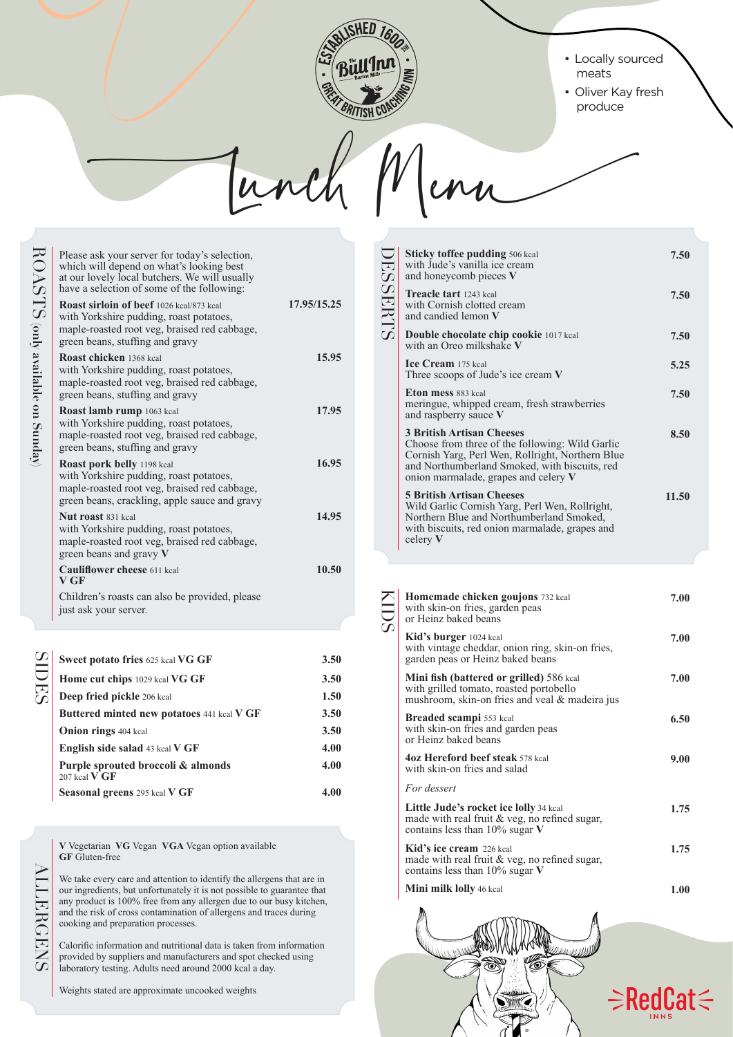Established 1600 · The Bull Inn · Barton Mills · Great British Coaching Inn

- Locally sourced meats
- Oliver Kay fresh produce

# Lunch Menu

## ROASTS (only available on Sunday)

Please ask your server for today's selection, which will depend on what's looking best at our lovely local butchers. We will usually have a selection of some of the following:

| | |
|---|---|
| **Roast sirloin of beef** 1026 kcal/873 kcal<br>with Yorkshire pudding, roast potatoes, maple-roasted root veg, braised red cabbage, green beans, stuffing and gravy | 17.95/15.25 |
| **Roast chicken** 1368 kcal<br>with Yorkshire pudding, roast potatoes, maple-roasted root veg, braised red cabbage, green beans, stuffing and gravy | 15.95 |
| **Roast lamb rump** 1063 kcal<br>with Yorkshire pudding, roast potatoes, maple-roasted root veg, braised red cabbage, green beans, stuffing and gravy | 17.95 |
| **Roast pork belly** 1198 kcal<br>with Yorkshire pudding, roast potatoes, maple-roasted root veg, braised red cabbage, green beans, crackling, apple sauce and gravy | 16.95 |
| **Nut roast** 831 kcal<br>with Yorkshire pudding, roast potatoes, maple-roasted root veg, braised red cabbage, green beans and gravy **V** | 14.95 |
| **Cauliflower cheese** 611 kcal<br>**V GF** | 10.50 |

Children's roasts can also be provided, please just ask your server.

## SIDES

| | |
|---|---|
| **Sweet potato fries** 625 kcal **VG GF** | 3.50 |
| **Home cut chips** 1029 kcal **VG GF** | 3.50 |
| **Deep fried pickle** 206 kcal | 1.50 |
| **Buttered minted new potatoes** 441 kcal **V GF** | 3.50 |
| **Onion rings** 404 kcal | 3.50 |
| **English side salad** 43 kcal **V GF** | 4.00 |
| **Purple sprouted broccoli & almonds** 207 kcal **V GF** | 4.00 |
| **Seasonal greens** 295 kcal **V GF** | 4.00 |

## ALLERGENS

**V** Vegetarian **VG** Vegan **VGA** Vegan option available
**GF** Gluten-free

We take every care and attention to identify the allergens that are in our ingredients, but unfortunately it is not possible to guarantee that any product is 100% free from any allergen due to our busy kitchen, and the risk of cross contamination of allergens and traces during cooking and preparation processes.

Calorific information and nutritional data is taken from information provided by suppliers and manufacturers and spot checked using laboratory testing. Adults need around 2000 kcal a day.

Weights stated are approximate uncooked weights

## DESSERTS

| | |
|---|---|
| **Sticky toffee pudding** 506 kcal<br>with Jude's vanilla ice cream and honeycomb pieces **V** | 7.50 |
| **Treacle tart** 1243 kcal<br>with Cornish clotted cream and candied lemon **V** | 7.50 |
| **Double chocolate chip cookie** 1017 kcal<br>with an Oreo milkshake **V** | 7.50 |
| **Ice Cream** 175 kcal<br>Three scoops of Jude's ice cream **V** | 5.25 |
| **Eton mess** 883 kcal<br>meringue, whipped cream, fresh strawberries and raspberry sauce **V** | 7.50 |
| **3 British Artisan Cheeses**<br>Choose from three of the following: Wild Garlic Cornish Yarg, Perl Wen, Rollright, Northern Blue and Northumberland Smoked, with biscuits, red onion marmalade, grapes and celery **V** | 8.50 |
| **5 British Artisan Cheeses**<br>Wild Garlic Cornish Yarg, Perl Wen, Rollright, Northern Blue and Northumberland Smoked, with biscuits, red onion marmalade, grapes and celery **V** | 11.50 |

## KIDS

| | |
|---|---|
| **Homemade chicken goujons** 732 kcal<br>with skin-on fries, garden peas or Heinz baked beans | 7.00 |
| **Kid's burger** 1024 kcal<br>with vintage cheddar, onion ring, skin-on fries, garden peas or Heinz baked beans | 7.00 |
| **Mini fish (battered or grilled)** 586 kcal<br>with grilled tomato, roasted portobello mushroom, skin-on fries and veal & madeira jus | 7.00 |
| **Breaded scampi** 553 kcal<br>with skin-on fries and garden peas or Heinz baked beans | 6.50 |
| **4oz Hereford beef steak** 578 kcal<br>with skin-on fries and salad | 9.00 |

*For dessert*

| | |
|---|---|
| **Little Jude's rocket ice lolly** 34 kcal<br>made with real fruit & veg, no refined sugar, contains less than 10% sugar **V** | 1.75 |
| **Kid's ice cream** 226 kcal<br>made with real fruit & veg, no refined sugar, contains less than 10% sugar **V** | 1.75 |
| **Mini milk lolly** 46 kcal | 1.00 |

RedCat INNS